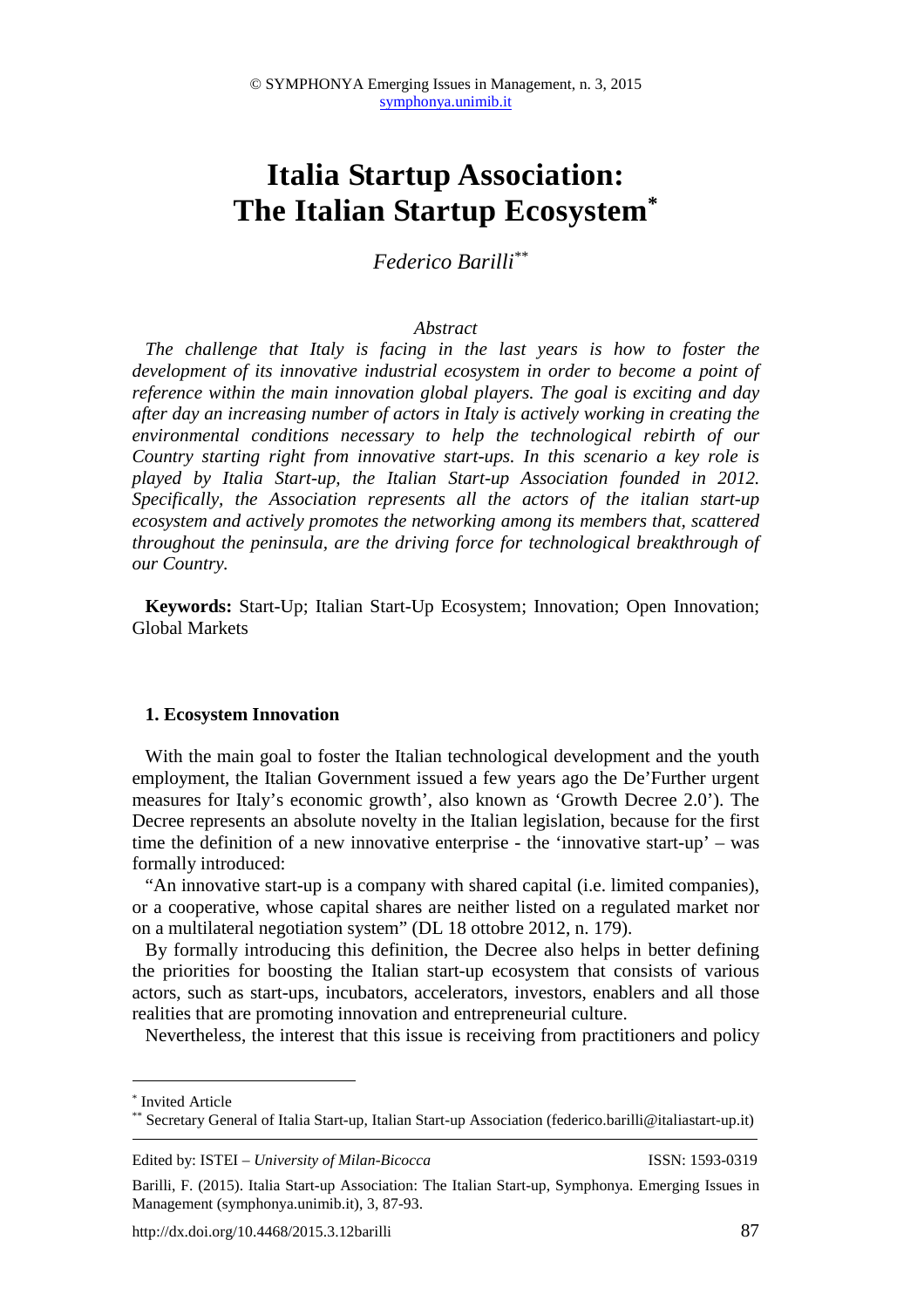© SYMPHONYA Emerging Issues in Management, n. 3, 2015
symphonya.unimib.it

# Italia Startup Association: The Italian Startup Ecosystem[*]

*Federico Barilli*[**]

*Abstract*

*The challenge that Italy is facing in the last years is how to foster the development of its innovative industrial ecosystem in order to become a point of reference within the main innovation global players. The goal is exciting and day after day an increasing number of actors in Italy is actively working in creating the environmental conditions necessary to help the technological rebirth of our Country starting right from innovative start-ups. In this scenario a key role is played by Italia Start-up, the Italian Start-up Association founded in 2012. Specifically, the Association represents all the actors of the italian start-up ecosystem and actively promotes the networking among its members that, scattered throughout the peninsula, are the driving force for technological breakthrough of our Country.*

**Keywords:** Start-Up; Italian Start-Up Ecosystem; Innovation; Open Innovation; Global Markets

## 1. Ecosystem Innovation

With the main goal to foster the Italian technological development and the youth employment, the Italian Government issued a few years ago the De'Further urgent measures for Italy's economic growth', also known as 'Growth Decree 2.0'). The Decree represents an absolute novelty in the Italian legislation, because for the first time the definition of a new innovative enterprise - the 'innovative start-up' – was formally introduced:

"An innovative start-up is a company with shared capital (i.e. limited companies), or a cooperative, whose capital shares are neither listed on a regulated market nor on a multilateral negotiation system" (DL 18 ottobre 2012, n. 179).

By formally introducing this definition, the Decree also helps in better defining the priorities for boosting the Italian start-up ecosystem that consists of various actors, such as start-ups, incubators, accelerators, investors, enablers and all those realities that are promoting innovation and entrepreneurial culture.

Nevertheless, the interest that this issue is receiving from practitioners and policy

---

[*] Invited Article

[**] Secretary General of Italia Start-up, Italian Start-up Association (federico.barilli@italiastart-up.it)

Edited by: ISTEI – *University of Milan-Bicocca* ISSN: 1593-0319

Barilli, F. (2015). Italia Start-up Association: The Italian Start-up, Symphonya. Emerging Issues in Management (symphonya.unimib.it), 3, 87-93.

http://dx.doi.org/10.4468/2015.3.12barilli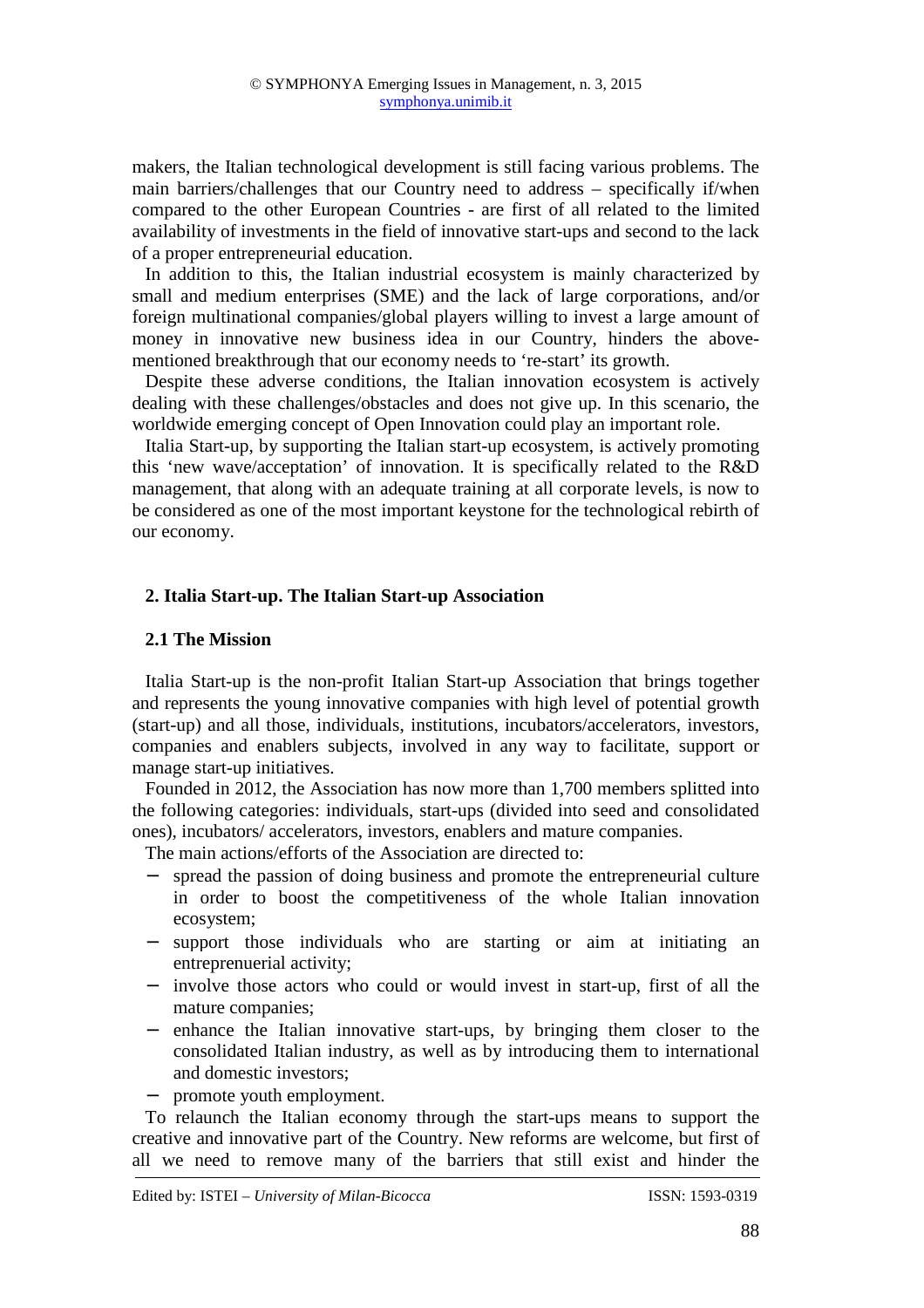makers, the Italian technological development is still facing various problems. The main barriers/challenges that our Country need to address – specifically if/when compared to the other European Countries - are first of all related to the limited availability of investments in the field of innovative start-ups and second to the lack of a proper entrepreneurial education.

In addition to this, the Italian industrial ecosystem is mainly characterized by small and medium enterprises (SME) and the lack of large corporations, and/or foreign multinational companies/global players willing to invest a large amount of money in innovative new business idea in our Country, hinders the above-mentioned breakthrough that our economy needs to 're-start' its growth.

Despite these adverse conditions, the Italian innovation ecosystem is actively dealing with these challenges/obstacles and does not give up. In this scenario, the worldwide emerging concept of Open Innovation could play an important role.

Italia Start-up, by supporting the Italian start-up ecosystem, is actively promoting this 'new wave/acceptation' of innovation. It is specifically related to the R&D management, that along with an adequate training at all corporate levels, is now to be considered as one of the most important keystone for the technological rebirth of our economy.

## 2. Italia Start-up. The Italian Start-up Association

### 2.1 The Mission

Italia Start-up is the non-profit Italian Start-up Association that brings together and represents the young innovative companies with high level of potential growth (start-up) and all those, individuals, institutions, incubators/accelerators, investors, companies and enablers subjects, involved in any way to facilitate, support or manage start-up initiatives.

Founded in 2012, the Association has now more than 1,700 members splitted into the following categories: individuals, start-ups (divided into seed and consolidated ones), incubators/ accelerators, investors, enablers and mature companies.

The main actions/efforts of the Association are directed to:

- spread the passion of doing business and promote the entrepreneurial culture in order to boost the competitiveness of the whole Italian innovation ecosystem;
- support those individuals who are starting or aim at initiating an entreprenuerial activity;
- involve those actors who could or would invest in start-up, first of all the mature companies;
- enhance the Italian innovative start-ups, by bringing them closer to the consolidated Italian industry, as well as by introducing them to international and domestic investors;
- promote youth employment.

To relaunch the Italian economy through the start-ups means to support the creative and innovative part of the Country. New reforms are welcome, but first of all we need to remove many of the barriers that still exist and hinder the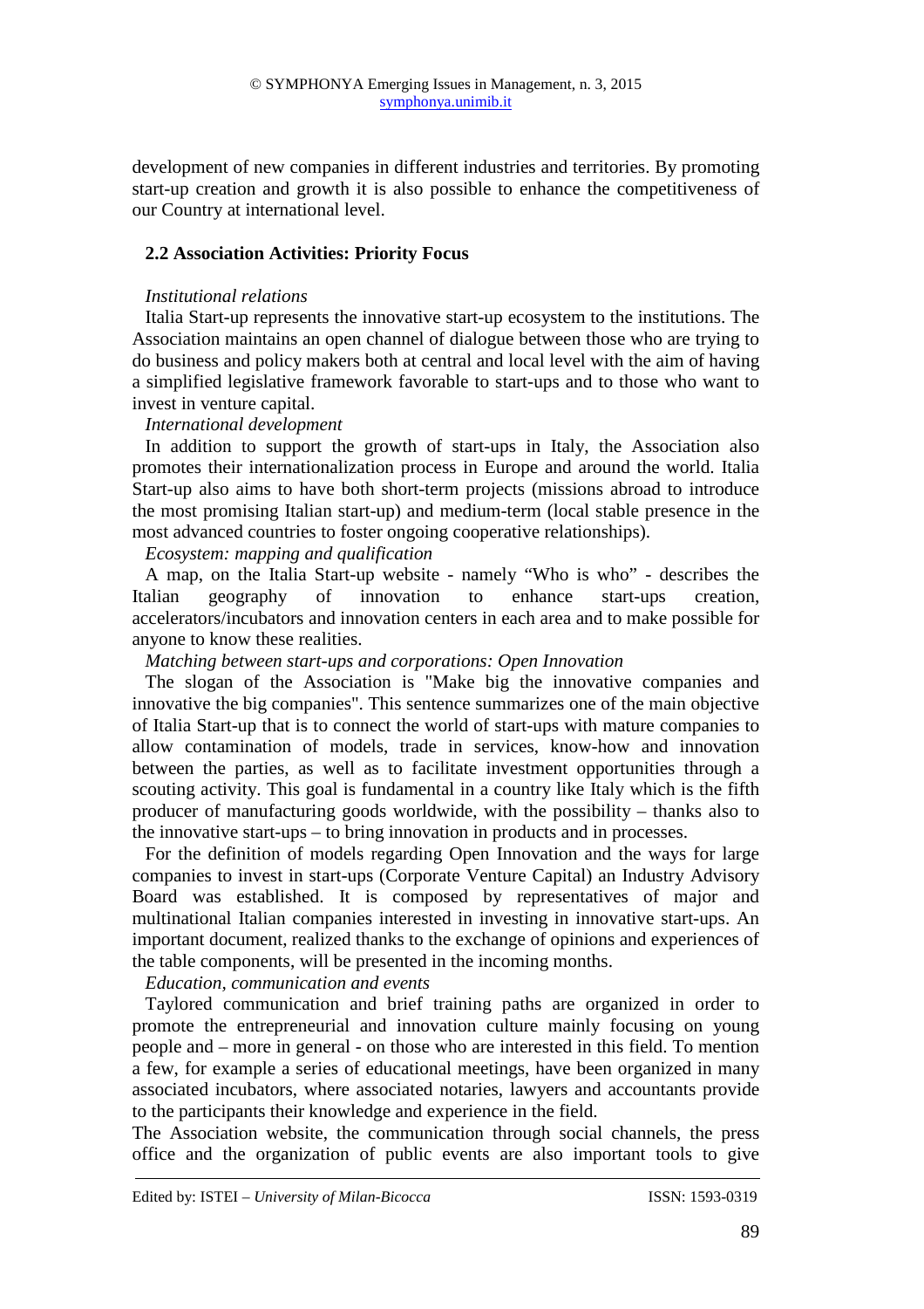development of new companies in different industries and territories. By promoting start-up creation and growth it is also possible to enhance the competitiveness of our Country at international level.

### 2.2 Association Activities: Priority Focus

*Institutional relations*

Italia Start-up represents the innovative start-up ecosystem to the institutions. The Association maintains an open channel of dialogue between those who are trying to do business and policy makers both at central and local level with the aim of having a simplified legislative framework favorable to start-ups and to those who want to invest in venture capital.

*International development*

In addition to support the growth of start-ups in Italy, the Association also promotes their internationalization process in Europe and around the world. Italia Start-up also aims to have both short-term projects (missions abroad to introduce the most promising Italian start-up) and medium-term (local stable presence in the most advanced countries to foster ongoing cooperative relationships).

*Ecosystem: mapping and qualification*

A map, on the Italia Start-up website - namely "Who is who" - describes the Italian geography of innovation to enhance start-ups creation, accelerators/incubators and innovation centers in each area and to make possible for anyone to know these realities.

*Matching between start-ups and corporations: Open Innovation*

The slogan of the Association is "Make big the innovative companies and innovative the big companies". This sentence summarizes one of the main objective of Italia Start-up that is to connect the world of start-ups with mature companies to allow contamination of models, trade in services, know-how and innovation between the parties, as well as to facilitate investment opportunities through a scouting activity. This goal is fundamental in a country like Italy which is the fifth producer of manufacturing goods worldwide, with the possibility – thanks also to the innovative start-ups – to bring innovation in products and in processes.

For the definition of models regarding Open Innovation and the ways for large companies to invest in start-ups (Corporate Venture Capital) an Industry Advisory Board was established. It is composed by representatives of major and multinational Italian companies interested in investing in innovative start-ups. An important document, realized thanks to the exchange of opinions and experiences of the table components, will be presented in the incoming months.

*Education, communication and events*

Taylored communication and brief training paths are organized in order to promote the entrepreneurial and innovation culture mainly focusing on young people and – more in general - on those who are interested in this field. To mention a few, for example a series of educational meetings, have been organized in many associated incubators, where associated notaries, lawyers and accountants provide to the participants their knowledge and experience in the field.

The Association website, the communication through social channels, the press office and the organization of public events are also important tools to give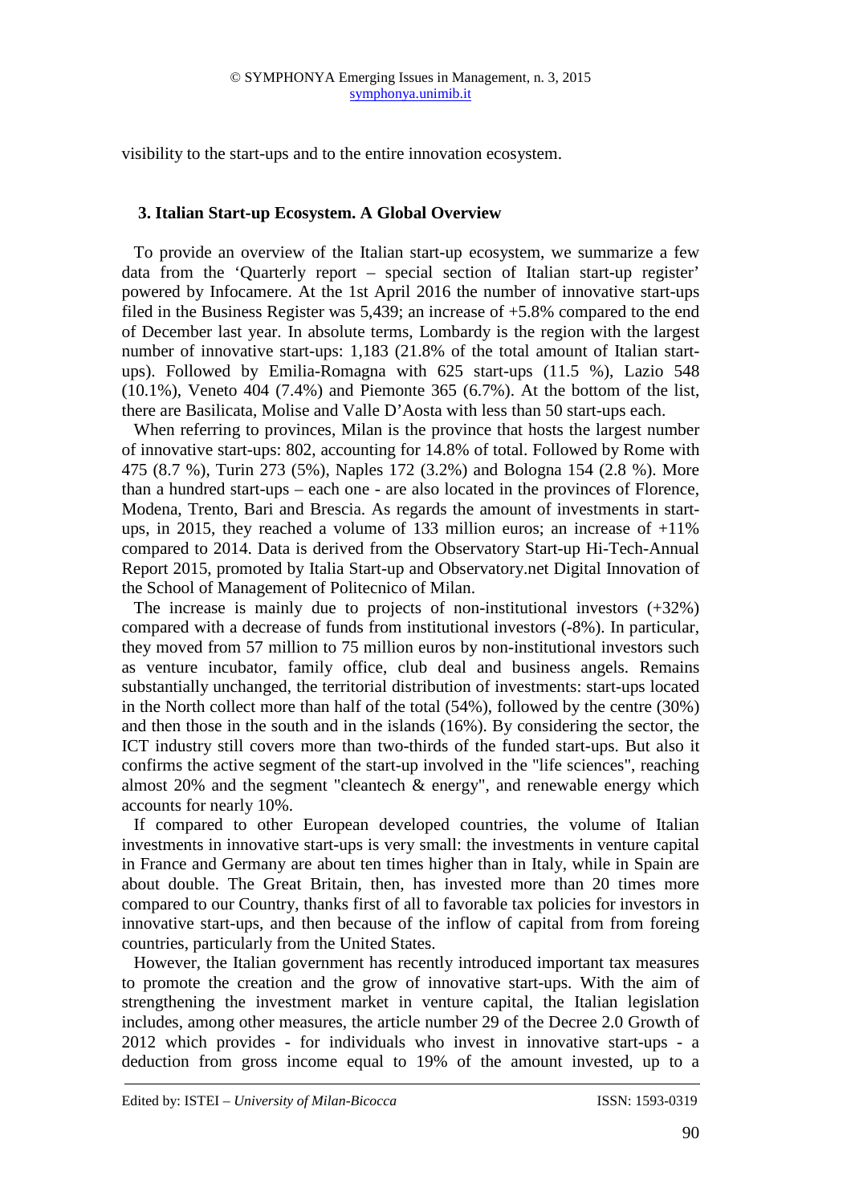visibility to the start-ups and to the entire innovation ecosystem.

## 3. Italian Start-up Ecosystem. A Global Overview

To provide an overview of the Italian start-up ecosystem, we summarize a few data from the 'Quarterly report – special section of Italian start-up register' powered by Infocamere. At the 1st April 2016 the number of innovative start-ups filed in the Business Register was 5,439; an increase of +5.8% compared to the end of December last year. In absolute terms, Lombardy is the region with the largest number of innovative start-ups: 1,183 (21.8% of the total amount of Italian start-ups). Followed by Emilia-Romagna with 625 start-ups (11.5 %), Lazio 548 (10.1%), Veneto 404 (7.4%) and Piemonte 365 (6.7%). At the bottom of the list, there are Basilicata, Molise and Valle D'Aosta with less than 50 start-ups each.

When referring to provinces, Milan is the province that hosts the largest number of innovative start-ups: 802, accounting for 14.8% of total. Followed by Rome with 475 (8.7 %), Turin 273 (5%), Naples 172 (3.2%) and Bologna 154 (2.8 %). More than a hundred start-ups – each one - are also located in the provinces of Florence, Modena, Trento, Bari and Brescia. As regards the amount of investments in start-ups, in 2015, they reached a volume of 133 million euros; an increase of +11% compared to 2014. Data is derived from the Observatory Start-up Hi-Tech-Annual Report 2015, promoted by Italia Start-up and Observatory.net Digital Innovation of the School of Management of Politecnico of Milan.

The increase is mainly due to projects of non-institutional investors (+32%) compared with a decrease of funds from institutional investors (-8%). In particular, they moved from 57 million to 75 million euros by non-institutional investors such as venture incubator, family office, club deal and business angels. Remains substantially unchanged, the territorial distribution of investments: start-ups located in the North collect more than half of the total (54%), followed by the centre (30%) and then those in the south and in the islands (16%). By considering the sector, the ICT industry still covers more than two-thirds of the funded start-ups. But also it confirms the active segment of the start-up involved in the "life sciences", reaching almost 20% and the segment "cleantech & energy", and renewable energy which accounts for nearly 10%.

If compared to other European developed countries, the volume of Italian investments in innovative start-ups is very small: the investments in venture capital in France and Germany are about ten times higher than in Italy, while in Spain are about double. The Great Britain, then, has invested more than 20 times more compared to our Country, thanks first of all to favorable tax policies for investors in innovative start-ups, and then because of the inflow of capital from from foreing countries, particularly from the United States.

However, the Italian government has recently introduced important tax measures to promote the creation and the grow of innovative start-ups. With the aim of strengthening the investment market in venture capital, the Italian legislation includes, among other measures, the article number 29 of the Decree 2.0 Growth of 2012 which provides - for individuals who invest in innovative start-ups - a deduction from gross income equal to 19% of the amount invested, up to a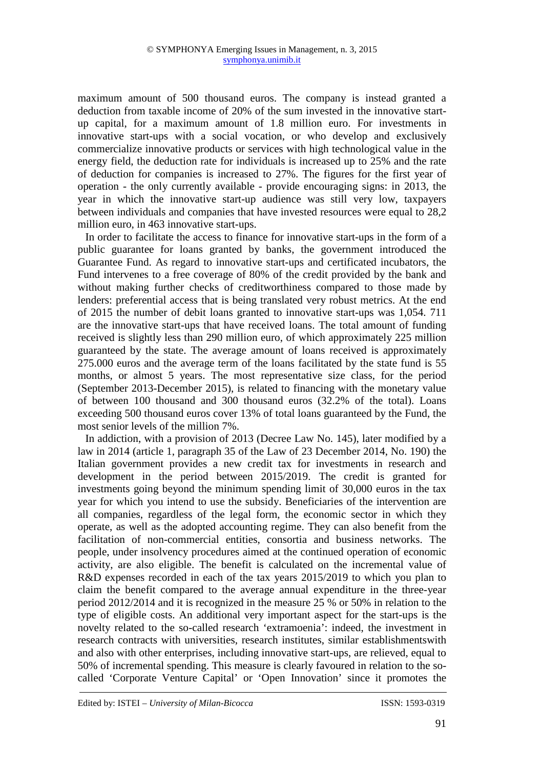maximum amount of 500 thousand euros. The company is instead granted a deduction from taxable income of 20% of the sum invested in the innovative start-up capital, for a maximum amount of 1.8 million euro. For investments in innovative start-ups with a social vocation, or who develop and exclusively commercialize innovative products or services with high technological value in the energy field, the deduction rate for individuals is increased up to 25% and the rate of deduction for companies is increased to 27%. The figures for the first year of operation - the only currently available - provide encouraging signs: in 2013, the year in which the innovative start-up audience was still very low, taxpayers between individuals and companies that have invested resources were equal to 28,2 million euro, in 463 innovative start-ups.

In order to facilitate the access to finance for innovative start-ups in the form of a public guarantee for loans granted by banks, the government introduced the Guarantee Fund. As regard to innovative start-ups and certificated incubators, the Fund intervenes to a free coverage of 80% of the credit provided by the bank and without making further checks of creditworthiness compared to those made by lenders: preferential access that is being translated very robust metrics. At the end of 2015 the number of debit loans granted to innovative start-ups was 1,054. 711 are the innovative start-ups that have received loans. The total amount of funding received is slightly less than 290 million euro, of which approximately 225 million guaranteed by the state. The average amount of loans received is approximately 275.000 euros and the average term of the loans facilitated by the state fund is 55 months, or almost 5 years. The most representative size class, for the period (September 2013-December 2015), is related to financing with the monetary value of between 100 thousand and 300 thousand euros (32.2% of the total). Loans exceeding 500 thousand euros cover 13% of total loans guaranteed by the Fund, the most senior levels of the million 7%.

In addiction, with a provision of 2013 (Decree Law No. 145), later modified by a law in 2014 (article 1, paragraph 35 of the Law of 23 December 2014, No. 190) the Italian government provides a new credit tax for investments in research and development in the period between 2015/2019. The credit is granted for investments going beyond the minimum spending limit of 30,000 euros in the tax year for which you intend to use the subsidy. Beneficiaries of the intervention are all companies, regardless of the legal form, the economic sector in which they operate, as well as the adopted accounting regime. They can also benefit from the facilitation of non-commercial entities, consortia and business networks. The people, under insolvency procedures aimed at the continued operation of economic activity, are also eligible. The benefit is calculated on the incremental value of R&D expenses recorded in each of the tax years 2015/2019 to which you plan to claim the benefit compared to the average annual expenditure in the three-year period 2012/2014 and it is recognized in the measure 25 % or 50% in relation to the type of eligible costs. An additional very important aspect for the start-ups is the novelty related to the so-called research 'extramoenia': indeed, the investment in research contracts with universities, research institutes, similar establishmentswith and also with other enterprises, including innovative start-ups, are relieved, equal to 50% of incremental spending. This measure is clearly favoured in relation to the so-called 'Corporate Venture Capital' or 'Open Innovation' since it promotes the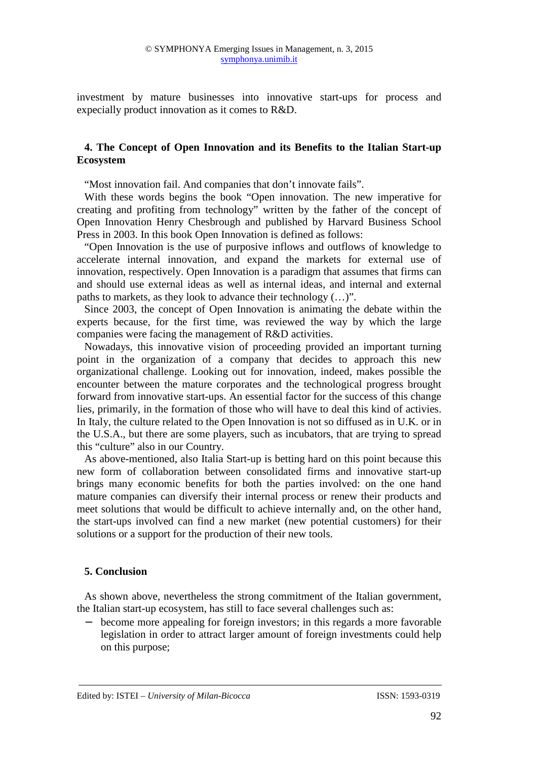investment by mature businesses into innovative start-ups for process and expecially product innovation as it comes to R&D.

## 4. The Concept of Open Innovation and its Benefits to the Italian Start-up Ecosystem

"Most innovation fail. And companies that don't innovate fails".

With these words begins the book "Open innovation. The new imperative for creating and profiting from technology" written by the father of the concept of Open Innovation Henry Chesbrough and published by Harvard Business School Press in 2003. In this book Open Innovation is defined as follows:

"Open Innovation is the use of purposive inflows and outflows of knowledge to accelerate internal innovation, and expand the markets for external use of innovation, respectively. Open Innovation is a paradigm that assumes that firms can and should use external ideas as well as internal ideas, and internal and external paths to markets, as they look to advance their technology (…)".

Since 2003, the concept of Open Innovation is animating the debate within the experts because, for the first time, was reviewed the way by which the large companies were facing the management of R&D activities.

Nowadays, this innovative vision of proceeding provided an important turning point in the organization of a company that decides to approach this new organizational challenge. Looking out for innovation, indeed, makes possible the encounter between the mature corporates and the technological progress brought forward from innovative start-ups. An essential factor for the success of this change lies, primarily, in the formation of those who will have to deal this kind of activies. In Italy, the culture related to the Open Innovation is not so diffused as in U.K. or in the U.S.A., but there are some players, such as incubators, that are trying to spread this "culture" also in our Country.

As above-mentioned, also Italia Start-up is betting hard on this point because this new form of collaboration between consolidated firms and innovative start-up brings many economic benefits for both the parties involved: on the one hand mature companies can diversify their internal process or renew their products and meet solutions that would be difficult to achieve internally and, on the other hand, the start-ups involved can find a new market (new potential customers) for their solutions or a support for the production of their new tools.

## 5. Conclusion

As shown above, nevertheless the strong commitment of the Italian government, the Italian start-up ecosystem, has still to face several challenges such as:

- become more appealing for foreign investors; in this regards a more favorable legislation in order to attract larger amount of foreign investments could help on this purpose;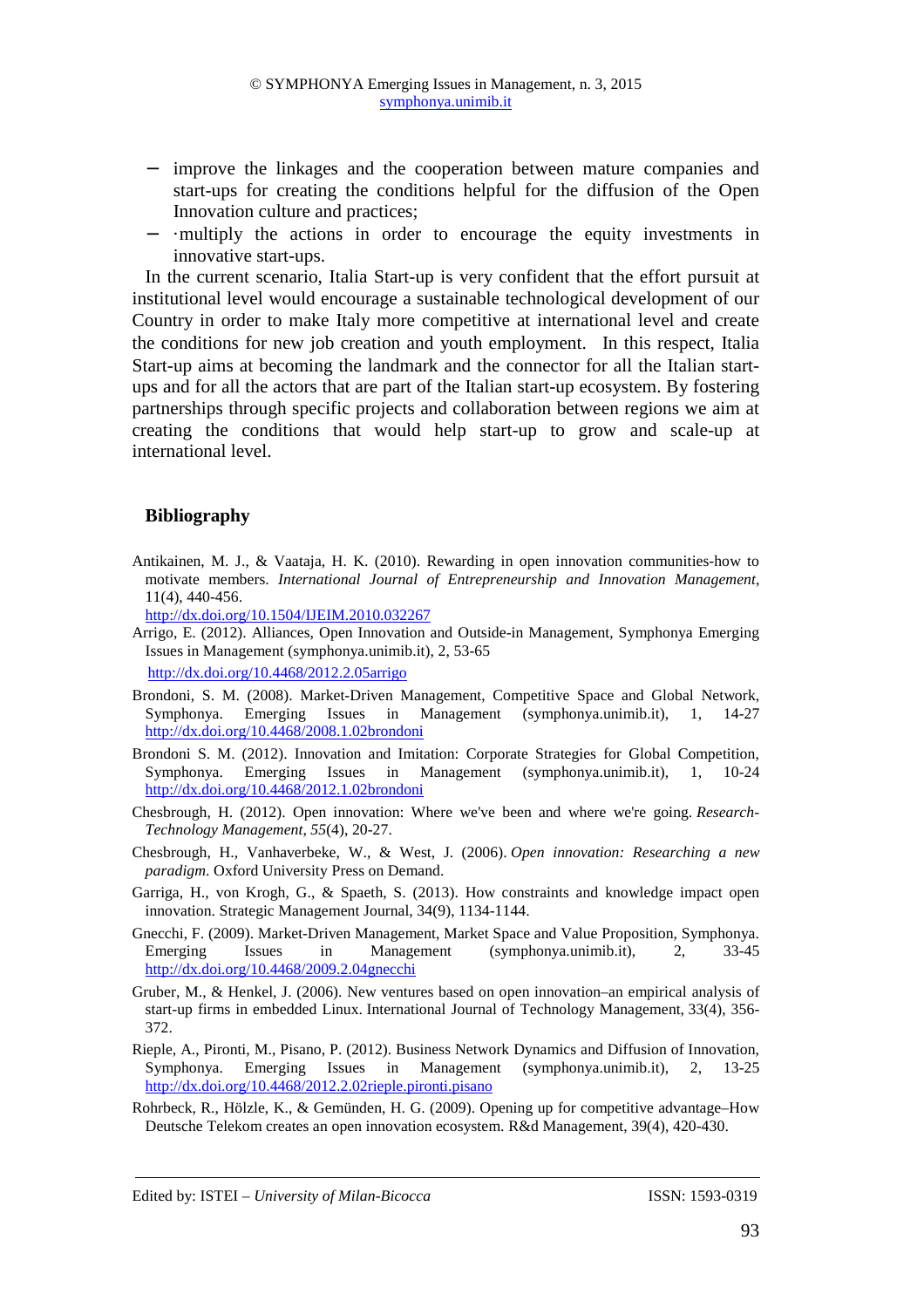- improve the linkages and the cooperation between mature companies and start-ups for creating the conditions helpful for the diffusion of the Open Innovation culture and practices;
- ·multiply the actions in order to encourage the equity investments in innovative start-ups.

In the current scenario, Italia Start-up is very confident that the effort pursuit at institutional level would encourage a sustainable technological development of our Country in order to make Italy more competitive at international level and create the conditions for new job creation and youth employment. In this respect, Italia Start-up aims at becoming the landmark and the connector for all the Italian start-ups and for all the actors that are part of the Italian start-up ecosystem. By fostering partnerships through specific projects and collaboration between regions we aim at creating the conditions that would help start-up to grow and scale-up at international level.

## Bibliography

Antikainen, M. J., & Vaataja, H. K. (2010). Rewarding in open innovation communities-how to motivate members. *International Journal of Entrepreneurship and Innovation Management*, 11(4), 440-456.
http://dx.doi.org/10.1504/IJEIM.2010.032267

Arrigo, E. (2012). Alliances, Open Innovation and Outside-in Management, Symphonya Emerging Issues in Management (symphonya.unimib.it), 2, 53-65
http://dx.doi.org/10.4468/2012.2.05arrigo

Brondoni, S. M. (2008). Market-Driven Management, Competitive Space and Global Network, Symphonya. Emerging Issues in Management (symphonya.unimib.it), 1, 14-27
http://dx.doi.org/10.4468/2008.1.02brondoni

Brondoni S. M. (2012). Innovation and Imitation: Corporate Strategies for Global Competition, Symphonya. Emerging Issues in Management (symphonya.unimib.it), 1, 10-24
http://dx.doi.org/10.4468/2012.1.02brondoni

Chesbrough, H. (2012). Open innovation: Where we've been and where we're going. *Research-Technology Management*, *55*(4), 20-27.

Chesbrough, H., Vanhaverbeke, W., & West, J. (2006). *Open innovation: Researching a new paradigm*. Oxford University Press on Demand.

Garriga, H., von Krogh, G., & Spaeth, S. (2013). How constraints and knowledge impact open innovation. Strategic Management Journal, 34(9), 1134-1144.

Gnecchi, F. (2009). Market-Driven Management, Market Space and Value Proposition, Symphonya. Emerging Issues in Management (symphonya.unimib.it), 2, 33-45
http://dx.doi.org/10.4468/2009.2.04gnecchi

Gruber, M., & Henkel, J. (2006). New ventures based on open innovation–an empirical analysis of start-up firms in embedded Linux. International Journal of Technology Management, 33(4), 356-372.

Rieple, A., Pironti, M., Pisano, P. (2012). Business Network Dynamics and Diffusion of Innovation, Symphonya. Emerging Issues in Management (symphonya.unimib.it), 2, 13-25
http://dx.doi.org/10.4468/2012.2.02rieple.pironti.pisano

Rohrbeck, R., Hölzle, K., & Gemünden, H. G. (2009). Opening up for competitive advantage–How Deutsche Telekom creates an open innovation ecosystem. R&d Management, 39(4), 420-430.